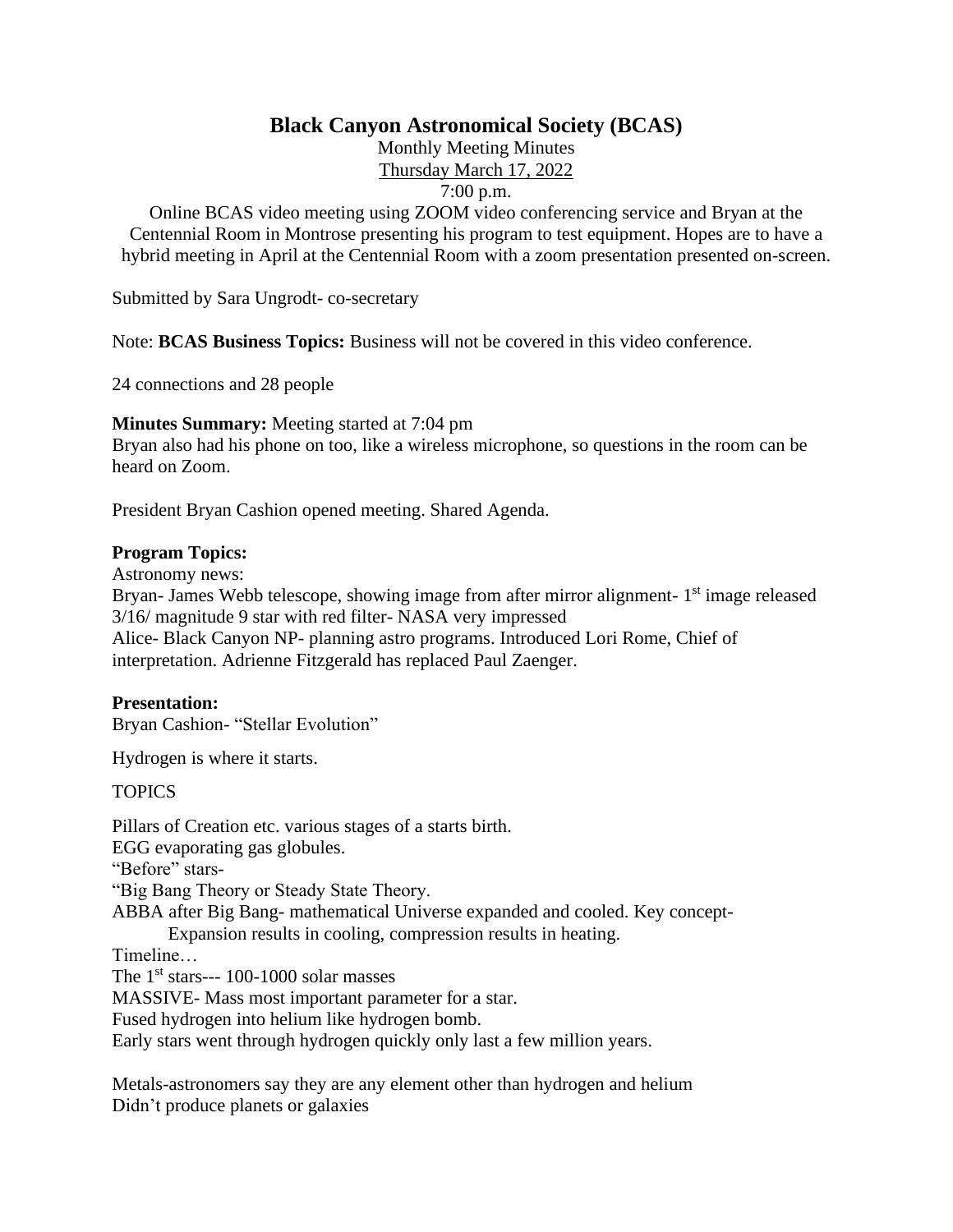# Black Canyon Astronomical Society (BCAS)

Monthly Meeting Minutes

Thursday March 17, 2022

7:00 p.m.

Online BCAS video meeting using ZOOM video conferencing service and Bryan at the Centennial Room in Montrose presenting his program to test equipment. Hopes are to have a hybrid meeting in April at the Centennial Room with a zoom presentation presented on-screen.

Submitted by Sara Ungrodt- co-secretary

Note: **BCAS Business Topics:** Business will not be covered in this video conference.

24 connections and 28 people

**Minutes Summary:** Meeting started at 7:04 pm

Bryan also had his phone on too, like a wireless microphone, so questions in the room can be heard on Zoom.

President Bryan Cashion opened meeting. Shared Agenda.

**Program Topics:**

Astronomy news:

Bryan- James Webb telescope, showing image from after mirror alignment- 1st image released 3/16/ magnitude 9 star with red filter- NASA very impressed

Alice- Black Canyon NP- planning astro programs. Introduced Lori Rome, Chief of interpretation. Adrienne Fitzgerald has replaced Paul Zaenger.

**Presentation:**

Bryan Cashion- "Stellar Evolution"

Hydrogen is where it starts.

TOPICS

Pillars of Creation etc. various stages of a starts birth.

EGG evaporating gas globules.

"Before" stars-

"Big Bang Theory or Steady State Theory.

ABBA after Big Bang- mathematical Universe expanded and cooled. Key concept-

    Expansion results in cooling, compression results in heating.

Timeline…

The 1st stars--- 100-1000 solar masses

MASSIVE- Mass most important parameter for a star.

Fused hydrogen into helium like hydrogen bomb.

Early stars went through hydrogen quickly only last a few million years.

Metals-astronomers say they are any element other than hydrogen and helium

Didn't produce planets or galaxies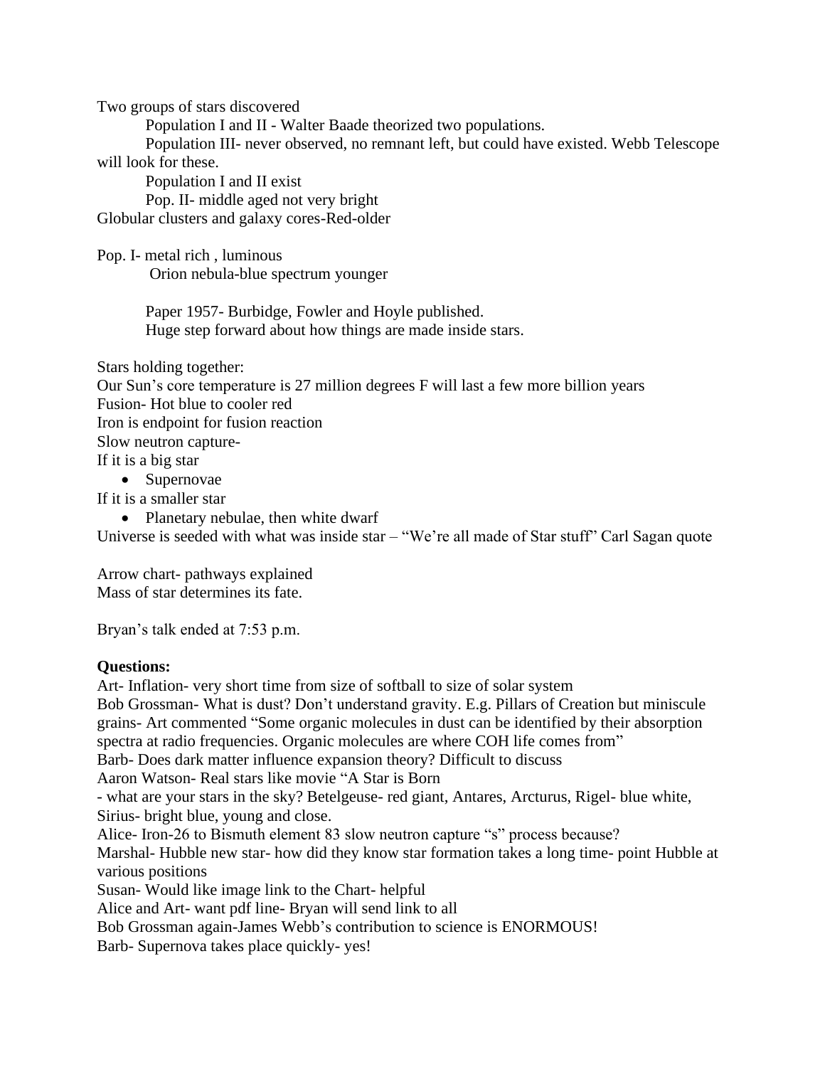Two groups of stars discovered

Population I and II - Walter Baade theorized two populations.

Population III- never observed, no remnant left, but could have existed. Webb Telescope will look for these.

Population I and II exist

Pop. II- middle aged not very bright

Globular clusters and galaxy cores-Red-older

Pop. I- metal rich , luminous

Orion nebula-blue spectrum younger

Paper 1957- Burbidge, Fowler and Hoyle published.

Huge step forward about how things are made inside stars.

Stars holding together:

Our Sun's core temperature is 27 million degrees F will last a few more billion years

Fusion- Hot blue to cooler red

Iron is endpoint for fusion reaction

Slow neutron capture-

If it is a big star

- Supernovae

If it is a smaller star

- Planetary nebulae, then white dwarf

Universe is seeded with what was inside star – "We're all made of Star stuff" Carl Sagan quote

Arrow chart- pathways explained

Mass of star determines its fate.

Bryan's talk ended at 7:53 p.m.

**Questions:**

Art- Inflation- very short time from size of softball to size of solar system

Bob Grossman- What is dust? Don't understand gravity. E.g. Pillars of Creation but miniscule grains- Art commented "Some organic molecules in dust can be identified by their absorption spectra at radio frequencies. Organic molecules are where COH life comes from"

Barb- Does dark matter influence expansion theory? Difficult to discuss

Aaron Watson- Real stars like movie "A Star is Born

- what are your stars in the sky? Betelgeuse- red giant, Antares, Arcturus, Rigel- blue white, Sirius- bright blue, young and close.

Alice- Iron-26 to Bismuth element 83 slow neutron capture "s" process because?

Marshal- Hubble new star- how did they know star formation takes a long time- point Hubble at various positions

Susan- Would like image link to the Chart- helpful

Alice and Art- want pdf line- Bryan will send link to all

Bob Grossman again-James Webb's contribution to science is ENORMOUS!

Barb- Supernova takes place quickly- yes!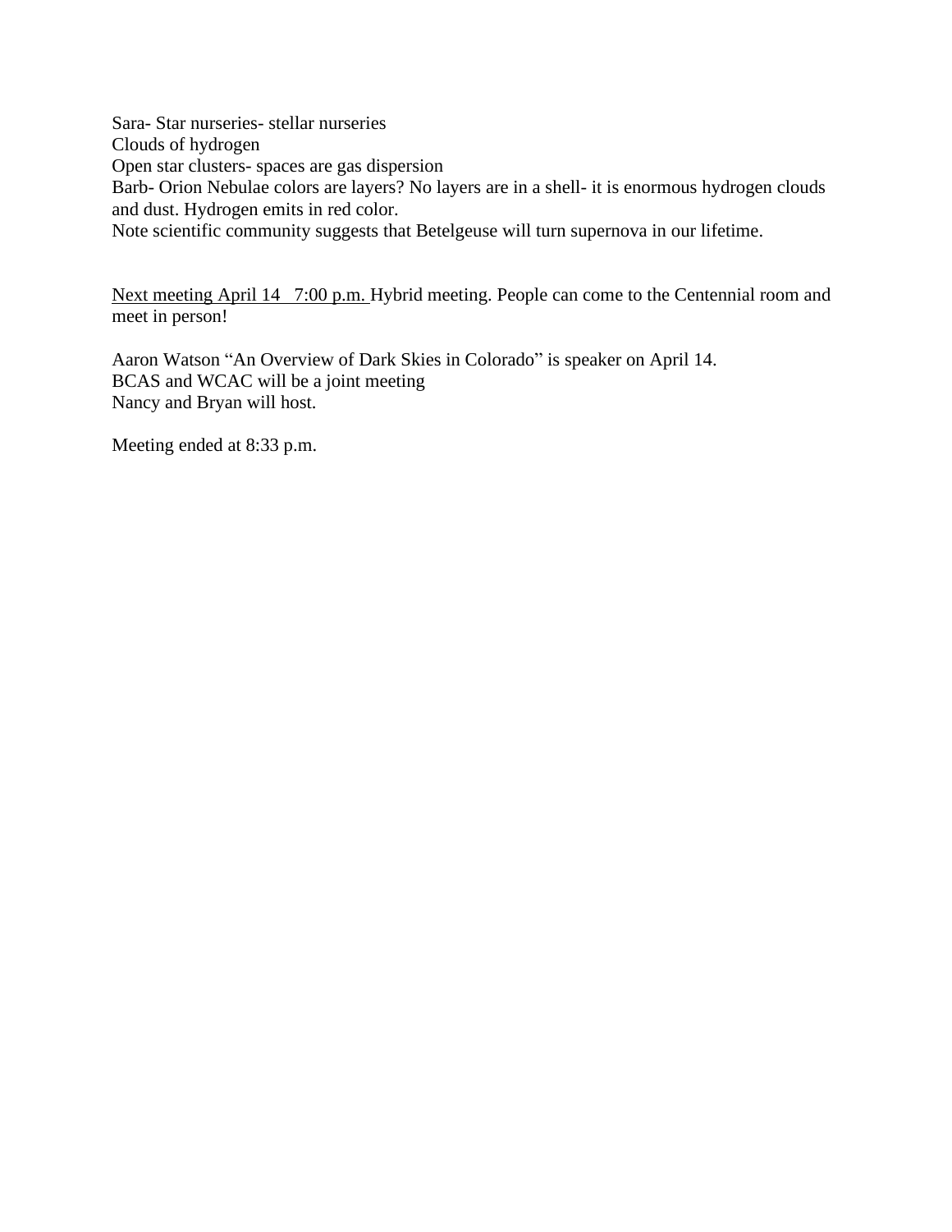Sara- Star nurseries- stellar nurseries
Clouds of hydrogen
Open star clusters- spaces are gas dispersion
Barb- Orion Nebulae colors are layers? No layers are in a shell- it is enormous hydrogen clouds and dust. Hydrogen emits in red color.
Note scientific community suggests that Betelgeuse will turn supernova in our lifetime.

<u>Next meeting April 14   7:00 p.m.</u> Hybrid meeting. People can come to the Centennial room and meet in person!

Aaron Watson "An Overview of Dark Skies in Colorado" is speaker on April 14.
BCAS and WCAC will be a joint meeting
Nancy and Bryan will host.

Meeting ended at 8:33 p.m.